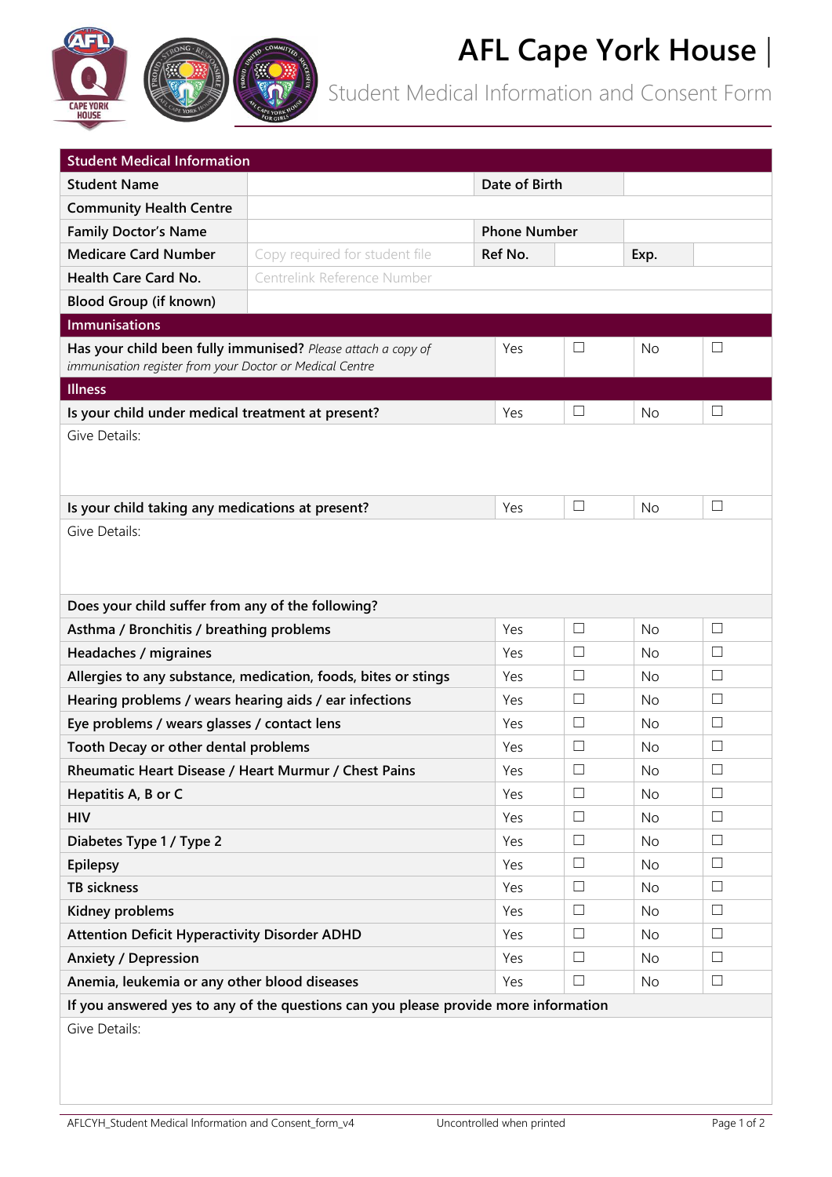# AFL Cape York House |

## Student Medical Information and Consent Form

| Student Medical Information | | | | | |
|---|---|---|---|---|---|
| **Student Name** | | **Date of Birth** | | | |
| **Community Health Centre** | | | | | |
| **Family Doctor's Name** | | **Phone Number** | | | |
| **Medicare Card Number** | Copy required for student file | **Ref No.** | | **Exp.** | |
| **Health Care Card No.** | Centrelink Reference Number | | | | |
| **Blood Group (if known)** | | | | | |

| Immunisations | | | | |
|---|---|---|---|---|
| **Has your child been fully immunised?** *Please attach a copy of immunisation register from your Doctor or Medical Centre* | Yes | ☐ | No | ☐ |

| Illness | | | | |
|---|---|---|---|---|
| **Is your child under medical treatment at present?** | Yes | ☐ | No | ☐ |
| Give Details: | | | | |
| **Is your child taking any medications at present?** | Yes | ☐ | No | ☐ |
| Give Details: | | | | |
| **Does your child suffer from any of the following?** | | | | |
| **Asthma / Bronchitis / breathing problems** | Yes | ☐ | No | ☐ |
| **Headaches / migraines** | Yes | ☐ | No | ☐ |
| **Allergies to any substance, medication, foods, bites or stings** | Yes | ☐ | No | ☐ |
| **Hearing problems / wears hearing aids / ear infections** | Yes | ☐ | No | ☐ |
| **Eye problems / wears glasses / contact lens** | Yes | ☐ | No | ☐ |
| **Tooth Decay or other dental problems** | Yes | ☐ | No | ☐ |
| **Rheumatic Heart Disease / Heart Murmur / Chest Pains** | Yes | ☐ | No | ☐ |
| **Hepatitis A, B or C** | Yes | ☐ | No | ☐ |
| **HIV** | Yes | ☐ | No | ☐ |
| **Diabetes Type 1 / Type 2** | Yes | ☐ | No | ☐ |
| **Epilepsy** | Yes | ☐ | No | ☐ |
| **TB sickness** | Yes | ☐ | No | ☐ |
| **Kidney problems** | Yes | ☐ | No | ☐ |
| **Attention Deficit Hyperactivity Disorder ADHD** | Yes | ☐ | No | ☐ |
| **Anxiety / Depression** | Yes | ☐ | No | ☐ |
| **Anemia, leukemia or any other blood diseases** | Yes | ☐ | No | ☐ |
| **If you answered yes to any of the questions can you please provide more information** | | | | |
| Give Details: | | | | |

AFLCYH_Student Medical Information and Consent_form_v4 — Uncontrolled when printed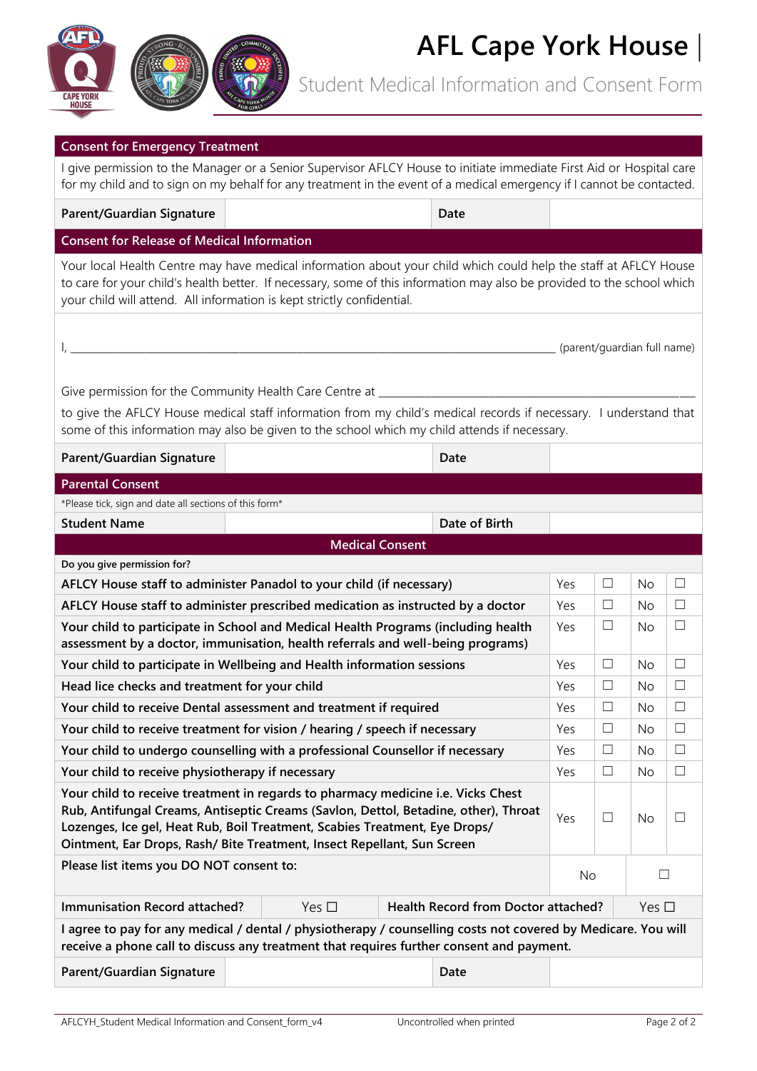# AFL Cape York House |

Student Medical Information and Consent Form

## Consent for Emergency Treatment

I give permission to the Manager or a Senior Supervisor AFLCY House to initiate immediate First Aid or Hospital care for my child and to sign on my behalf for any treatment in the event of a medical emergency if I cannot be contacted.

| | | | |
|---|---|---|---|
| **Parent/Guardian Signature** | | **Date** | |

## Consent for Release of Medical Information

Your local Health Centre may have medical information about your child which could help the staff at AFLCY House to care for your child's health better. If necessary, some of this information may also be provided to the school which your child will attend. All information is kept strictly confidential.

I, \_\_\_\_\_\_\_\_\_\_\_\_\_\_\_\_\_\_\_\_\_\_\_\_\_\_\_\_\_\_\_\_\_\_\_\_\_\_\_\_\_\_\_\_\_\_\_\_\_\_\_\_\_\_\_\_\_\_\_\_\_\_\_\_\_\_ (parent/guardian full name)

Give permission for the Community Health Care Centre at \_\_\_\_\_\_\_\_\_\_\_\_\_\_\_\_\_\_\_\_\_\_\_\_\_\_\_\_\_\_\_\_\_\_\_\_\_\_\_\_\_\_

to give the AFLCY House medical staff information from my child's medical records if necessary. I understand that some of this information may also be given to the school which my child attends if necessary.

| | | | |
|---|---|---|---|
| **Parent/Guardian Signature** | | **Date** | |

## Parental Consent

*Please tick, sign and date all sections of this form*

| | | | |
|---|---|---|---|
| **Student Name** | | **Date of Birth** | |

### Medical Consent

**Do you give permission for?**

| | | | | |
|---|---|---|---|---|
| **AFLCY House staff to administer Panadol to your child (if necessary)** | Yes | ☐ | No | ☐ |
| **AFLCY House staff to administer prescribed medication as instructed by a doctor** | Yes | ☐ | No | ☐ |
| **Your child to participate in School and Medical Health Programs (including health assessment by a doctor, immunisation, health referrals and well-being programs)** | Yes | ☐ | No | ☐ |
| **Your child to participate in Wellbeing and Health information sessions** | Yes | ☐ | No | ☐ |
| **Head lice checks and treatment for your child** | Yes | ☐ | No | ☐ |
| **Your child to receive Dental assessment and treatment if required** | Yes | ☐ | No | ☐ |
| **Your child to receive treatment for vision / hearing / speech if necessary** | Yes | ☐ | No | ☐ |
| **Your child to undergo counselling with a professional Counsellor if necessary** | Yes | ☐ | No | ☐ |
| **Your child to receive physiotherapy if necessary** | Yes | ☐ | No | ☐ |
| **Your child to receive treatment in regards to pharmacy medicine i.e. Vicks Chest Rub, Antifungal Creams, Antiseptic Creams (Savlon, Dettol, Betadine, other), Throat Lozenges, Ice gel, Heat Rub, Boil Treatment, Scabies Treatment, Eye Drops/ Ointment, Ear Drops, Rash/ Bite Treatment, Insect Repellant, Sun Screen** | Yes | ☐ | No | ☐ |
| **Please list items you DO NOT consent to:** | No | ☐ | | |

| | | | |
|---|---|---|---|
| **Immunisation Record attached?** | Yes ☐ | **Health Record from Doctor attached?** | Yes ☐ |

**I agree to pay for any medical / dental / physiotherapy / counselling costs not covered by Medicare. You will receive a phone call to discuss any treatment that requires further consent and payment.**

| | | | |
|---|---|---|---|
| **Parent/Guardian Signature** | | **Date** | |

AFLCYH_Student Medical Information and Consent_form_v4 Uncontrolled when printed